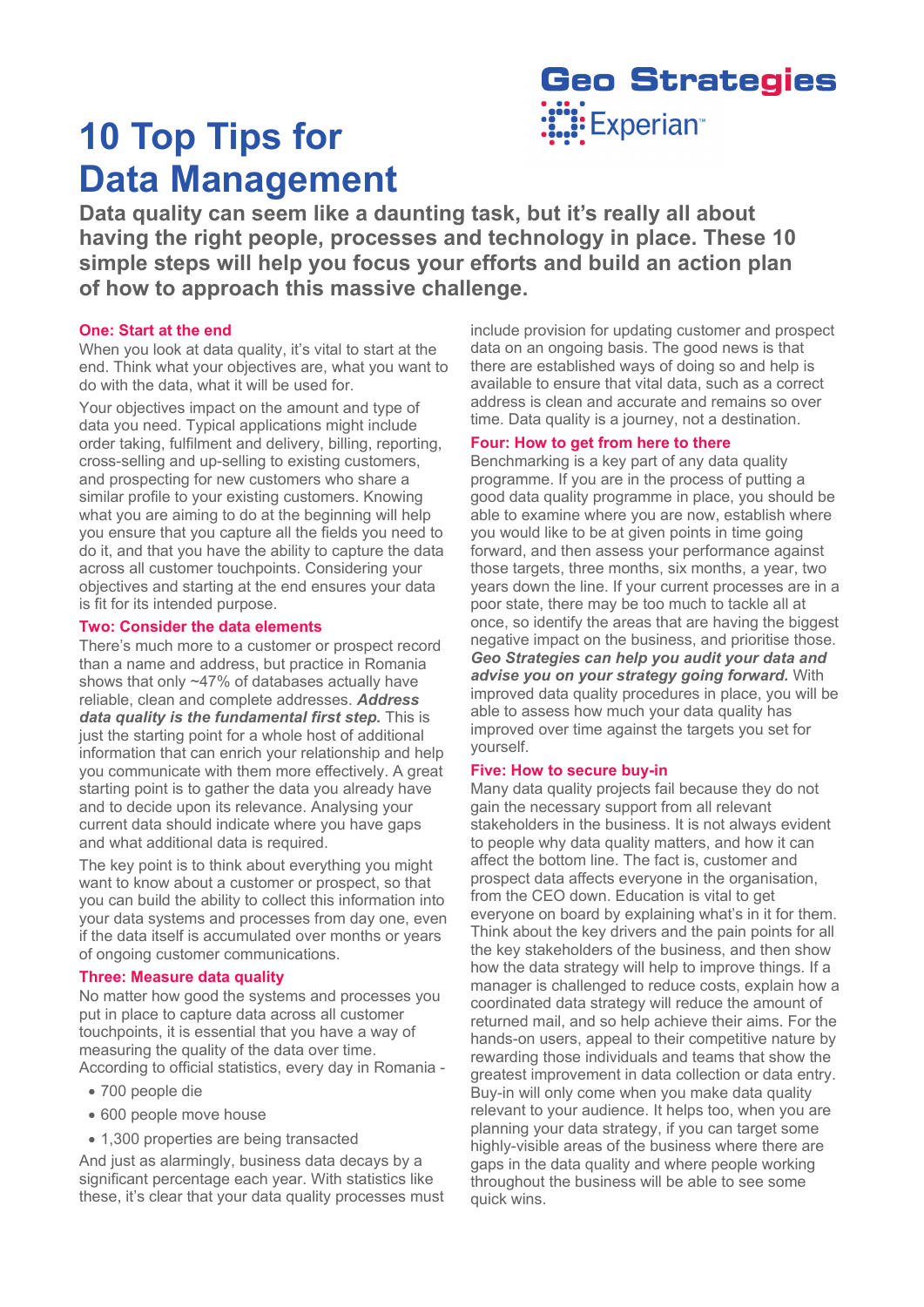Geo Strategies

Experian™

# 10 Top Tips for Data Management

**Data quality can seem like a daunting task, but it's really all about having the right people, processes and technology in place. These 10 simple steps will help you focus your efforts and build an action plan of how to approach this massive challenge.**

## One: Start at the end

When you look at data quality, it's vital to start at the end. Think what your objectives are, what you want to do with the data, what it will be used for.

Your objectives impact on the amount and type of data you need. Typical applications might include order taking, fulfilment and delivery, billing, reporting, cross-selling and up-selling to existing customers, and prospecting for new customers who share a similar profile to your existing customers. Knowing what you are aiming to do at the beginning will help you ensure that you capture all the fields you need to do it, and that you have the ability to capture the data across all customer touchpoints. Considering your objectives and starting at the end ensures your data is fit for its intended purpose.

## Two: Consider the data elements

There's much more to a customer or prospect record than a name and address, but practice in Romania shows that only ~47% of databases actually have reliable, clean and complete addresses. ***Address data quality is the fundamental first step.*** This is just the starting point for a whole host of additional information that can enrich your relationship and help you communicate with them more effectively. A great starting point is to gather the data you already have and to decide upon its relevance. Analysing your current data should indicate where you have gaps and what additional data is required.

The key point is to think about everything you might want to know about a customer or prospect, so that you can build the ability to collect this information into your data systems and processes from day one, even if the data itself is accumulated over months or years of ongoing customer communications.

## Three: Measure data quality

No matter how good the systems and processes you put in place to capture data across all customer touchpoints, it is essential that you have a way of measuring the quality of the data over time. According to official statistics, every day in Romania -

- 700 people die
- 600 people move house
- 1,300 properties are being transacted

And just as alarmingly, business data decays by a significant percentage each year. With statistics like these, it's clear that your data quality processes must include provision for updating customer and prospect data on an ongoing basis. The good news is that there are established ways of doing so and help is available to ensure that vital data, such as a correct address is clean and accurate and remains so over time. Data quality is a journey, not a destination.

## Four: How to get from here to there

Benchmarking is a key part of any data quality programme. If you are in the process of putting a good data quality programme in place, you should be able to examine where you are now, establish where you would like to be at given points in time going forward, and then assess your performance against those targets, three months, six months, a year, two years down the line. If your current processes are in a poor state, there may be too much to tackle all at once, so identify the areas that are having the biggest negative impact on the business, and prioritise those. ***Geo Strategies can help you audit your data and advise you on your strategy going forward.*** With improved data quality procedures in place, you will be able to assess how much your data quality has improved over time against the targets you set for yourself.

## Five: How to secure buy-in

Many data quality projects fail because they do not gain the necessary support from all relevant stakeholders in the business. It is not always evident to people why data quality matters, and how it can affect the bottom line. The fact is, customer and prospect data affects everyone in the organisation, from the CEO down. Education is vital to get everyone on board by explaining what's in it for them. Think about the key drivers and the pain points for all the key stakeholders of the business, and then show how the data strategy will help to improve things. If a manager is challenged to reduce costs, explain how a coordinated data strategy will reduce the amount of returned mail, and so help achieve their aims. For the hands-on users, appeal to their competitive nature by rewarding those individuals and teams that show the greatest improvement in data collection or data entry. Buy-in will only come when you make data quality relevant to your audience. It helps too, when you are planning your data strategy, if you can target some highly-visible areas of the business where there are gaps in the data quality and where people working throughout the business will be able to see some quick wins.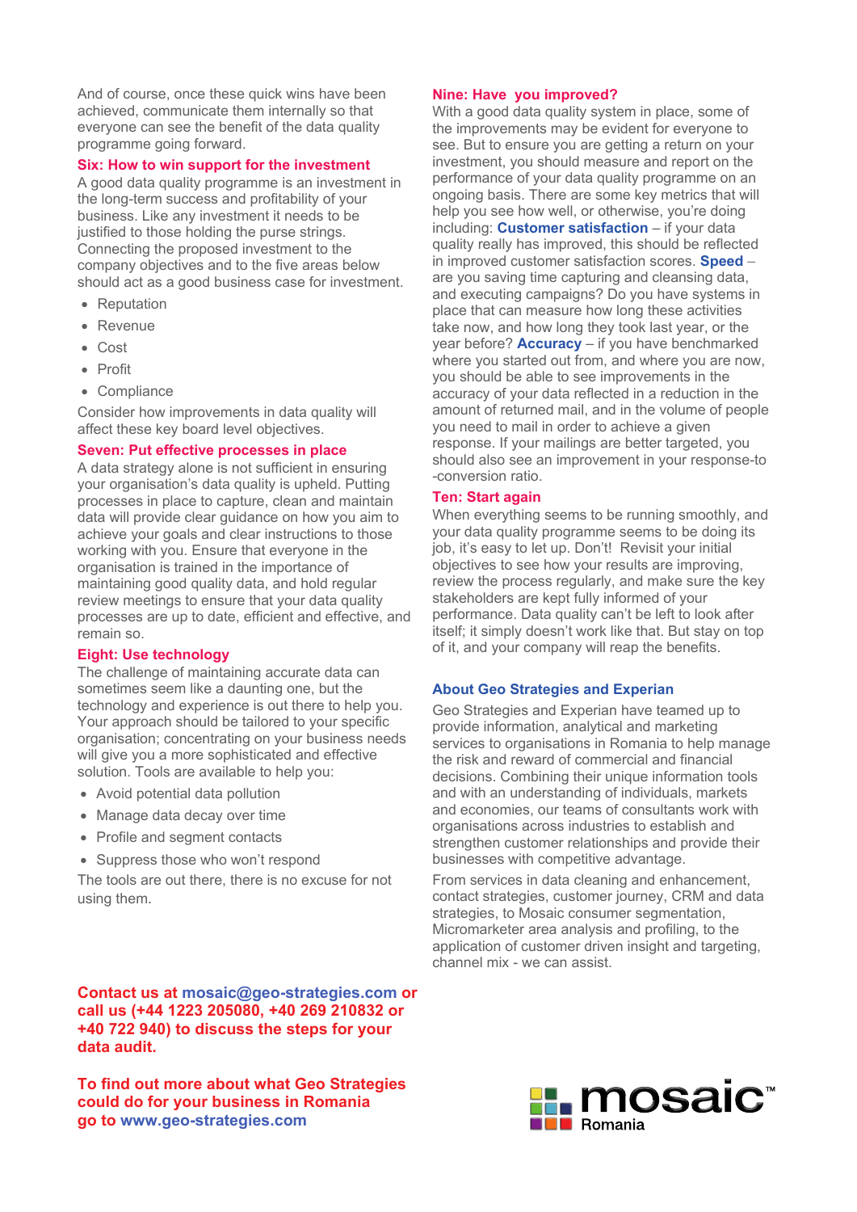And of course, once these quick wins have been achieved, communicate them internally so that everyone can see the benefit of the data quality programme going forward.

### Six: How to win support for the investment

A good data quality programme is an investment in the long-term success and profitability of your business. Like any investment it needs to be justified to those holding the purse strings. Connecting the proposed investment to the company objectives and to the five areas below should act as a good business case for investment.

- Reputation
- Revenue
- Cost
- Profit
- Compliance

Consider how improvements in data quality will affect these key board level objectives.

### Seven: Put effective processes in place

A data strategy alone is not sufficient in ensuring your organisation's data quality is upheld. Putting processes in place to capture, clean and maintain data will provide clear guidance on how you aim to achieve your goals and clear instructions to those working with you. Ensure that everyone in the organisation is trained in the importance of maintaining good quality data, and hold regular review meetings to ensure that your data quality processes are up to date, efficient and effective, and remain so.

### Eight: Use technology

The challenge of maintaining accurate data can sometimes seem like a daunting one, but the technology and experience is out there to help you. Your approach should be tailored to your specific organisation; concentrating on your business needs will give you a more sophisticated and effective solution. Tools are available to help you:

- Avoid potential data pollution
- Manage data decay over time
- Profile and segment contacts
- Suppress those who won't respond

The tools are out there, there is no excuse for not using them.

### Nine: Have you improved?

With a good data quality system in place, some of the improvements may be evident for everyone to see. But to ensure you are getting a return on your investment, you should measure and report on the performance of your data quality programme on an ongoing basis. There are some key metrics that will help you see how well, or otherwise, you're doing including: **Customer satisfaction** – if your data quality really has improved, this should be reflected in improved customer satisfaction scores. **Speed** – are you saving time capturing and cleansing data, and executing campaigns? Do you have systems in place that can measure how long these activities take now, and how long they took last year, or the year before? **Accuracy** – if you have benchmarked where you started out from, and where you are now, you should be able to see improvements in the accuracy of your data reflected in a reduction in the amount of returned mail, and in the volume of people you need to mail in order to achieve a given response. If your mailings are better targeted, you should also see an improvement in your response-to -conversion ratio.

### Ten: Start again

When everything seems to be running smoothly, and your data quality programme seems to be doing its job, it's easy to let up. Don't! Revisit your initial objectives to see how your results are improving, review the process regularly, and make sure the key stakeholders are kept fully informed of your performance. Data quality can't be left to look after itself; it simply doesn't work like that. But stay on top of it, and your company will reap the benefits.

### About Geo Strategies and Experian

Geo Strategies and Experian have teamed up to provide information, analytical and marketing services to organisations in Romania to help manage the risk and reward of commercial and financial decisions. Combining their unique information tools and with an understanding of individuals, markets and economies, our teams of consultants work with organisations across industries to establish and strengthen customer relationships and provide their businesses with competitive advantage.

From services in data cleaning and enhancement, contact strategies, customer journey, CRM and data strategies, to Mosaic consumer segmentation, Micromarketer area analysis and profiling, to the application of customer driven insight and targeting, channel mix - we can assist.

**Contact us at mosaic@geo-strategies.com or call us (+44 1223 205080, +40 269 210832 or +40 722 940) to discuss the steps for your data audit.**

**To find out more about what Geo Strategies could do for your business in Romania go to www.geo-strategies.com**

mosaic™ Romania